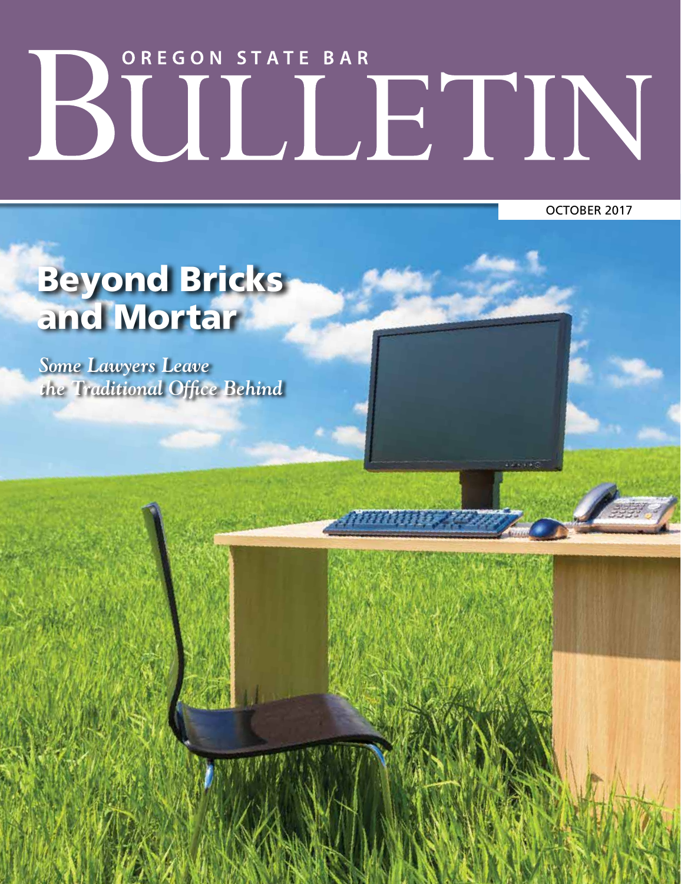# OREGON STATE BAR BULLETIN

OCTOBER 2017

## Beyond Bricks and Mortar

*Some Lawyers Leave the Traditional Office Behind*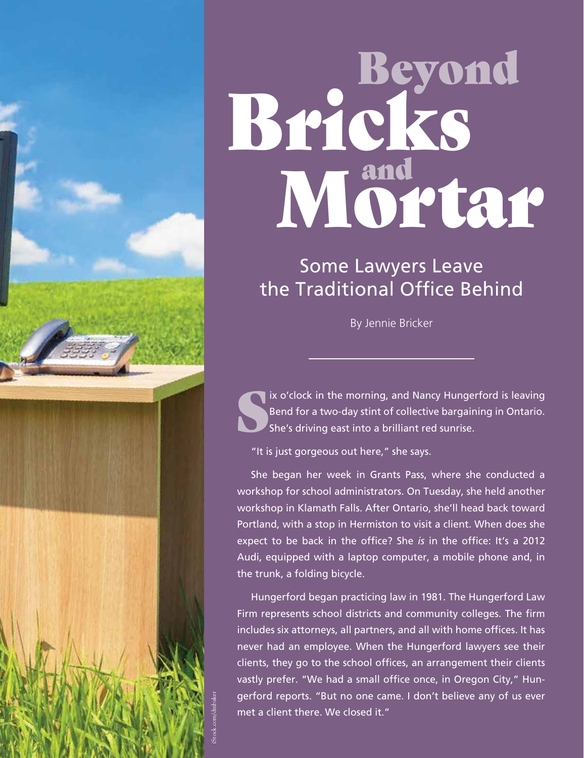# Beyond Bricks and Mortar

## Some Lawyers Leave the Traditional Office Behind

By Jennie Bricker

Six o'clock in the morning, and Nancy Hungerford is leaving Bend for a two-day stint of collective bargaining in Ontario. She's driving east into a brilliant red sunrise.

"It is just gorgeous out here," she says.

She began her week in Grants Pass, where she conducted a workshop for school administrators. On Tuesday, she held another workshop in Klamath Falls. After Ontario, she'll head back toward Portland, with a stop in Hermiston to visit a client. When does she expect to be back in the office? She *is* in the office: It's a 2012 Audi, equipped with a laptop computer, a mobile phone and, in the trunk, a folding bicycle.

Hungerford began practicing law in 1981. The Hungerford Law Firm represents school districts and community colleges. The firm includes six attorneys, all partners, and all with home offices. It has never had an employee. When the Hungerford lawyers see their clients, they go to the school offices, an arrangement their clients vastly prefer. "We had a small office once, in Oregon City," Hungerford reports. "But no one came. I don't believe any of us ever met a client there. We closed it."

iStock.com/dmbaker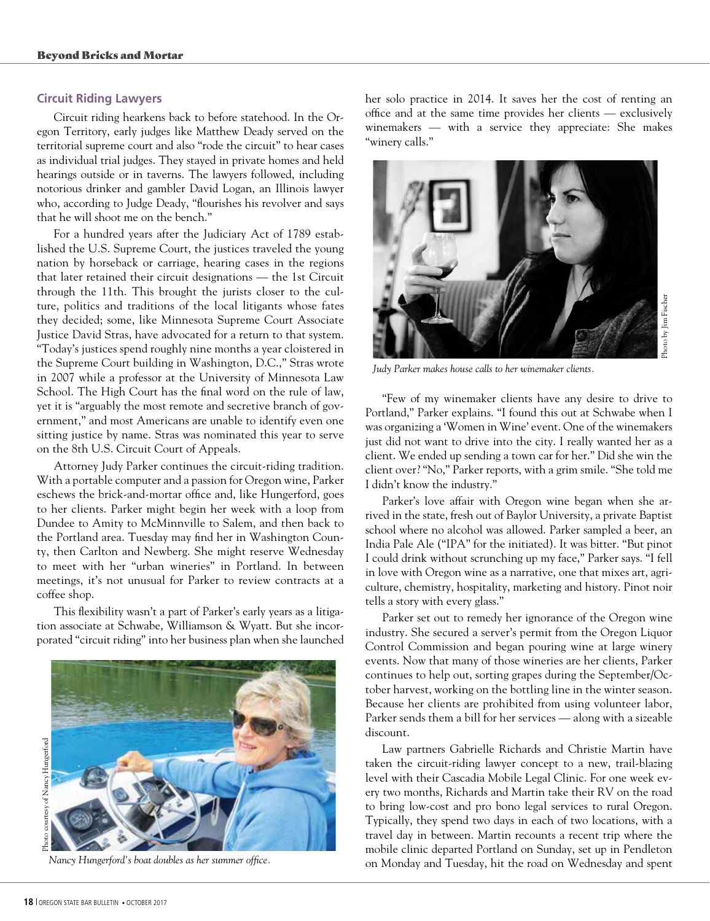### Circuit Riding Lawyers

Circuit riding hearkens back to before statehood. In the Oregon Territory, early judges like Matthew Deady served on the territorial supreme court and also "rode the circuit" to hear cases as individual trial judges. They stayed in private homes and held hearings outside or in taverns. The lawyers followed, including notorious drinker and gambler David Logan, an Illinois lawyer who, according to Judge Deady, "flourishes his revolver and says that he will shoot me on the bench."

For a hundred years after the Judiciary Act of 1789 established the U.S. Supreme Court, the justices traveled the young nation by horseback or carriage, hearing cases in the regions that later retained their circuit designations — the 1st Circuit through the 11th. This brought the jurists closer to the culture, politics and traditions of the local litigants whose fates they decided; some, like Minnesota Supreme Court Associate Justice David Stras, have advocated for a return to that system. "Today's justices spend roughly nine months a year cloistered in the Supreme Court building in Washington, D.C.," Stras wrote in 2007 while a professor at the University of Minnesota Law School. The High Court has the final word on the rule of law, yet it is "arguably the most remote and secretive branch of government," and most Americans are unable to identify even one sitting justice by name. Stras was nominated this year to serve on the 8th U.S. Circuit Court of Appeals.

Attorney Judy Parker continues the circuit-riding tradition. With a portable computer and a passion for Oregon wine, Parker eschews the brick-and-mortar office and, like Hungerford, goes to her clients. Parker might begin her week with a loop from Dundee to Amity to McMinnville to Salem, and then back to the Portland area. Tuesday may find her in Washington County, then Carlton and Newberg. She might reserve Wednesday to meet with her "urban wineries" in Portland. In between meetings, it's not unusual for Parker to review contracts at a coffee shop.

This flexibility wasn't a part of Parker's early years as a litigation associate at Schwabe, Williamson & Wyatt. But she incorporated "circuit riding" into her business plan when she launched her solo practice in 2014. It saves her the cost of renting an office and at the same time provides her clients — exclusively winemakers — with a service they appreciate: She makes "winery calls."

Photo courtesy of Nancy Hungerford

*Nancy Hungerford's boat doubles as her summer office.*

Photo by Jim Fischer

*Judy Parker makes house calls to her winemaker clients.*

"Few of my winemaker clients have any desire to drive to Portland," Parker explains. "I found this out at Schwabe when I was organizing a 'Women in Wine' event. One of the winemakers just did not want to drive into the city. I really wanted her as a client. We ended up sending a town car for her." Did she win the client over? "No," Parker reports, with a grim smile. "She told me I didn't know the industry."

Parker's love affair with Oregon wine began when she arrived in the state, fresh out of Baylor University, a private Baptist school where no alcohol was allowed. Parker sampled a beer, an India Pale Ale ("IPA" for the initiated). It was bitter. "But pinot I could drink without scrunching up my face," Parker says. "I fell in love with Oregon wine as a narrative, one that mixes art, agriculture, chemistry, hospitality, marketing and history. Pinot noir tells a story with every glass."

Parker set out to remedy her ignorance of the Oregon wine industry. She secured a server's permit from the Oregon Liquor Control Commission and began pouring wine at large winery events. Now that many of those wineries are her clients, Parker continues to help out, sorting grapes during the September/October harvest, working on the bottling line in the winter season. Because her clients are prohibited from using volunteer labor, Parker sends them a bill for her services — along with a sizeable discount.

Law partners Gabrielle Richards and Christie Martin have taken the circuit-riding lawyer concept to a new, trail-blazing level with their Cascadia Mobile Legal Clinic. For one week every two months, Richards and Martin take their RV on the road to bring low-cost and pro bono legal services to rural Oregon. Typically, they spend two days in each of two locations, with a travel day in between. Martin recounts a recent trip where the mobile clinic departed Portland on Sunday, set up in Pendleton on Monday and Tuesday, hit the road on Wednesday and spent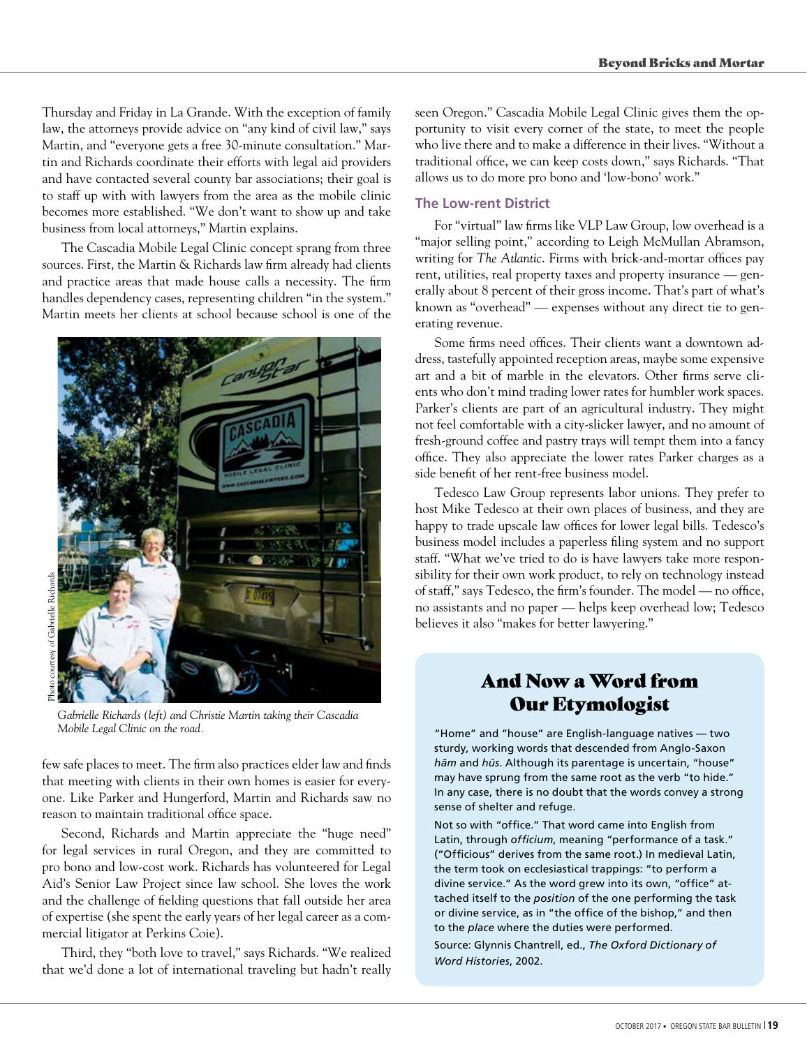Thursday and Friday in La Grande. With the exception of family law, the attorneys provide advice on "any kind of civil law," says Martin, and "everyone gets a free 30-minute consultation." Martin and Richards coordinate their efforts with legal aid providers and have contacted several county bar associations; their goal is to staff up with with lawyers from the area as the mobile clinic becomes more established. "We don't want to show up and take business from local attorneys," Martin explains.

The Cascadia Mobile Legal Clinic concept sprang from three sources. First, the Martin & Richards law firm already had clients and practice areas that made house calls a necessity. The firm handles dependency cases, representing children "in the system." Martin meets her clients at school because school is one of the few safe places to meet. The firm also practices elder law and finds that meeting with clients in their own homes is easier for everyone. Like Parker and Hungerford, Martin and Richards saw no reason to maintain traditional office space.

Photo courtesy of Gabrielle Richards

*Gabrielle Richards (left) and Christie Martin taking their Cascadia Mobile Legal Clinic on the road.*

Second, Richards and Martin appreciate the "huge need" for legal services in rural Oregon, and they are committed to pro bono and low-cost work. Richards has volunteered for Legal Aid's Senior Law Project since law school. She loves the work and the challenge of fielding questions that fall outside her area of expertise (she spent the early years of her legal career as a commercial litigator at Perkins Coie).

Third, they "both love to travel," says Richards. "We realized that we'd done a lot of international traveling but hadn't really seen Oregon." Cascadia Mobile Legal Clinic gives them the opportunity to visit every corner of the state, to meet the people who live there and to make a difference in their lives. "Without a traditional office, we can keep costs down," says Richards. "That allows us to do more pro bono and 'low-bono' work."

### The Low-rent District

For "virtual" law firms like VLP Law Group, low overhead is a "major selling point," according to Leigh McMullan Abramson, writing for *The Atlantic*. Firms with brick-and-mortar offices pay rent, utilities, real property taxes and property insurance — generally about 8 percent of their gross income. That's part of what's known as "overhead" — expenses without any direct tie to generating revenue.

Some firms need offices. Their clients want a downtown address, tastefully appointed reception areas, maybe some expensive art and a bit of marble in the elevators. Other firms serve clients who don't mind trading lower rates for humbler work spaces. Parker's clients are part of an agricultural industry. They might not feel comfortable with a city-slicker lawyer, and no amount of fresh-ground coffee and pastry trays will tempt them into a fancy office. They also appreciate the lower rates Parker charges as a side benefit of her rent-free business model.

Tedesco Law Group represents labor unions. They prefer to host Mike Tedesco at their own places of business, and they are happy to trade upscale law offices for lower legal bills. Tedesco's business model includes a paperless filing system and no support staff. "What we've tried to do is have lawyers take more responsibility for their own work product, to rely on technology instead of staff," says Tedesco, the firm's founder. The model — no office, no assistants and no paper — helps keep overhead low; Tedesco believes it also "makes for better lawyering."

## And Now a Word from Our Etymologist

"Home" and "house" are English-language natives — two sturdy, working words that descended from Anglo-Saxon *hām* and *hūs*. Although its parentage is uncertain, "house" may have sprung from the same root as the verb "to hide." In any case, there is no doubt that the words convey a strong sense of shelter and refuge.

Not so with "office." That word came into English from Latin, through *officium*, meaning "performance of a task." ("Officious" derives from the same root.) In medieval Latin, the term took on ecclesiastical trappings: "to perform a divine service." As the word grew into its own, "office" attached itself to the *position* of the one performing the task or divine service, as in "the office of the bishop," and then to the *place* where the duties were performed.

Source: Glynnis Chantrell, ed., *The Oxford Dictionary of Word Histories*, 2002.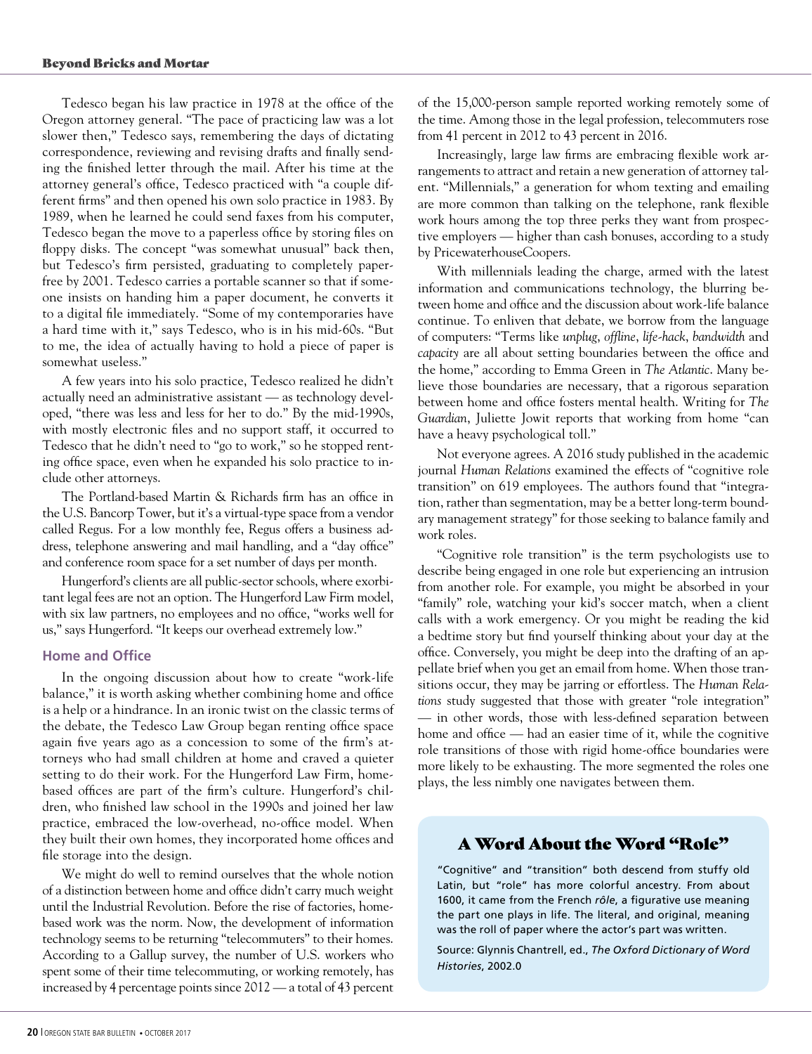Tedesco began his law practice in 1978 at the office of the Oregon attorney general. "The pace of practicing law was a lot slower then," Tedesco says, remembering the days of dictating correspondence, reviewing and revising drafts and finally sending the finished letter through the mail. After his time at the attorney general's office, Tedesco practiced with "a couple different firms" and then opened his own solo practice in 1983. By 1989, when he learned he could send faxes from his computer, Tedesco began the move to a paperless office by storing files on floppy disks. The concept "was somewhat unusual" back then, but Tedesco's firm persisted, graduating to completely paperfree by 2001. Tedesco carries a portable scanner so that if someone insists on handing him a paper document, he converts it to a digital file immediately. "Some of my contemporaries have a hard time with it," says Tedesco, who is in his mid-60s. "But to me, the idea of actually having to hold a piece of paper is somewhat useless."

A few years into his solo practice, Tedesco realized he didn't actually need an administrative assistant — as technology developed, "there was less and less for her to do." By the mid-1990s, with mostly electronic files and no support staff, it occurred to Tedesco that he didn't need to "go to work," so he stopped renting office space, even when he expanded his solo practice to include other attorneys.

The Portland-based Martin & Richards firm has an office in the U.S. Bancorp Tower, but it's a virtual-type space from a vendor called Regus. For a low monthly fee, Regus offers a business address, telephone answering and mail handling, and a "day office" and conference room space for a set number of days per month.

Hungerford's clients are all public-sector schools, where exorbitant legal fees are not an option. The Hungerford Law Firm model, with six law partners, no employees and no office, "works well for us," says Hungerford. "It keeps our overhead extremely low."

### Home and Office

In the ongoing discussion about how to create "work-life balance," it is worth asking whether combining home and office is a help or a hindrance. In an ironic twist on the classic terms of the debate, the Tedesco Law Group began renting office space again five years ago as a concession to some of the firm's attorneys who had small children at home and craved a quieter setting to do their work. For the Hungerford Law Firm, home-based offices are part of the firm's culture. Hungerford's children, who finished law school in the 1990s and joined her law practice, embraced the low-overhead, no-office model. When they built their own homes, they incorporated home offices and file storage into the design.

We might do well to remind ourselves that the whole notion of a distinction between home and office didn't carry much weight until the Industrial Revolution. Before the rise of factories, home-based work was the norm. Now, the development of information technology seems to be returning "telecommuters" to their homes. According to a Gallup survey, the number of U.S. workers who spent some of their time telecommuting, or working remotely, has increased by 4 percentage points since 2012 — a total of 43 percent of the 15,000-person sample reported working remotely some of the time. Among those in the legal profession, telecommuters rose from 41 percent in 2012 to 43 percent in 2016.

Increasingly, large law firms are embracing flexible work arrangements to attract and retain a new generation of attorney talent. "Millennials," a generation for whom texting and emailing are more common than talking on the telephone, rank flexible work hours among the top three perks they want from prospective employers — higher than cash bonuses, according to a study by PricewaterhouseCoopers.

With millennials leading the charge, armed with the latest information and communications technology, the blurring between home and office and the discussion about work-life balance continue. To enliven that debate, we borrow from the language of computers: "Terms like *unplug*, *offline*, *life-hack*, *bandwidth* and *capacity* are all about setting boundaries between the office and the home," according to Emma Green in *The Atlantic*. Many believe those boundaries are necessary, that a rigorous separation between home and office fosters mental health. Writing for *The Guardian*, Juliette Jowit reports that working from home "can have a heavy psychological toll."

Not everyone agrees. A 2016 study published in the academic journal *Human Relations* examined the effects of "cognitive role transition" on 619 employees. The authors found that "integration, rather than segmentation, may be a better long-term boundary management strategy" for those seeking to balance family and work roles.

"Cognitive role transition" is the term psychologists use to describe being engaged in one role but experiencing an intrusion from another role. For example, you might be absorbed in your "family" role, watching your kid's soccer match, when a client calls with a work emergency. Or you might be reading the kid a bedtime story but find yourself thinking about your day at the office. Conversely, you might be deep into the drafting of an appellate brief when you get an email from home. When those transitions occur, they may be jarring or effortless. The *Human Relations* study suggested that those with greater "role integration" — in other words, those with less-defined separation between home and office — had an easier time of it, while the cognitive role transitions of those with rigid home-office boundaries were more likely to be exhausting. The more segmented the roles one plays, the less nimbly one navigates between them.

## A Word About the Word "Role"

"Cognitive" and "transition" both descend from stuffy old Latin, but "role" has more colorful ancestry. From about 1600, it came from the French *rôle*, a figurative use meaning the part one plays in life. The literal, and original, meaning was the roll of paper where the actor's part was written.

Source: Glynnis Chantrell, ed., *The Oxford Dictionary of Word Histories*, 2002.0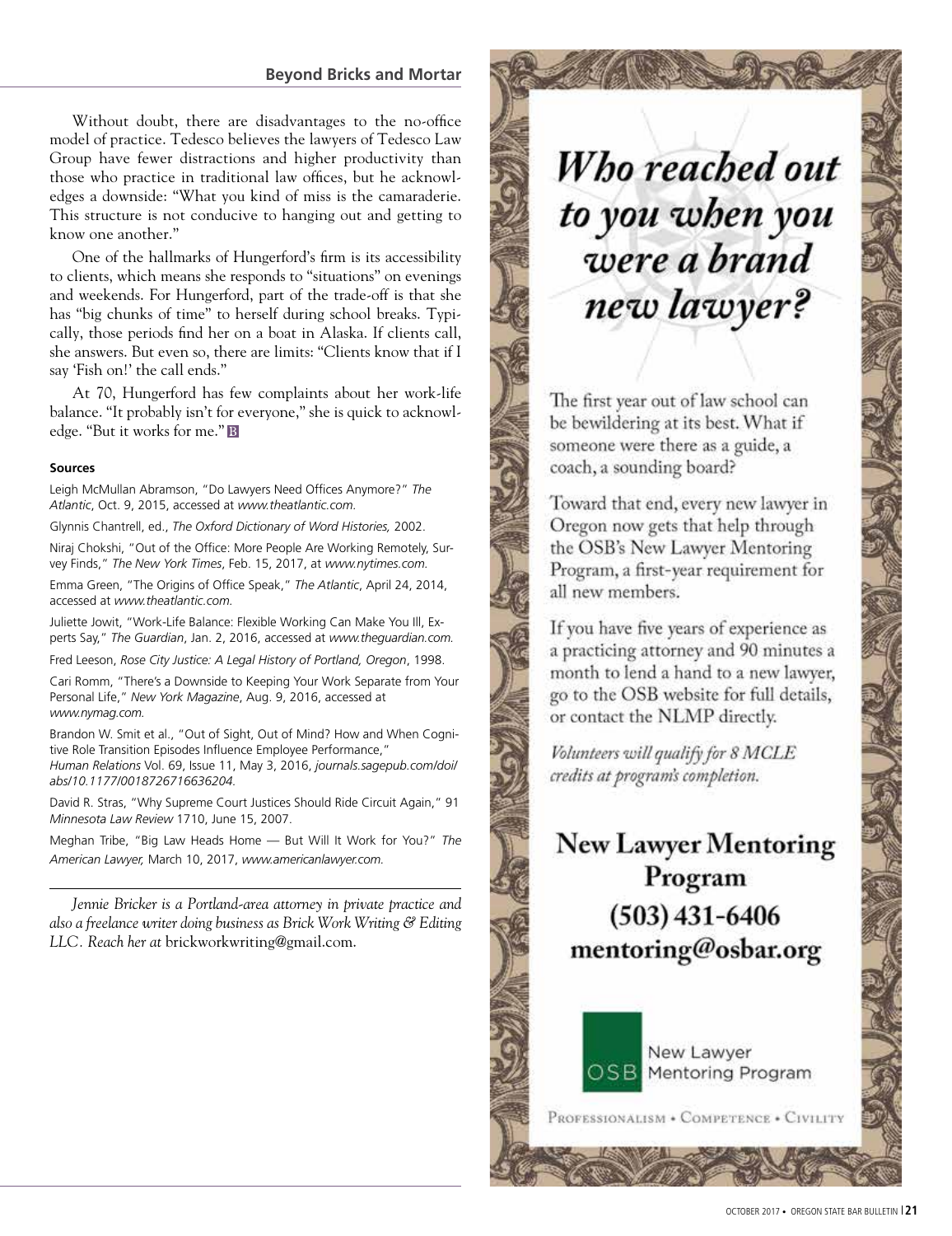Without doubt, there are disadvantages to the no-office model of practice. Tedesco believes the lawyers of Tedesco Law Group have fewer distractions and higher productivity than those who practice in traditional law offices, but he acknowledges a downside: "What you kind of miss is the camaraderie. This structure is not conducive to hanging out and getting to know one another."

One of the hallmarks of Hungerford's firm is its accessibility to clients, which means she responds to "situations" on evenings and weekends. For Hungerford, part of the trade-off is that she has "big chunks of time" to herself during school breaks. Typically, those periods find her on a boat in Alaska. If clients call, she answers. But even so, there are limits: "Clients know that if I say 'Fish on!' the call ends."

At 70, Hungerford has few complaints about her work-life balance. "It probably isn't for everyone," she is quick to acknowledge. "But it works for me." B

#### Sources

Leigh McMullan Abramson, "Do Lawyers Need Offices Anymore?" *The Atlantic*, Oct. 9, 2015, accessed at *www.theatlantic.com.*

Glynnis Chantrell, ed., *The Oxford Dictionary of Word Histories,* 2002.

Niraj Chokshi, "Out of the Office: More People Are Working Remotely, Survey Finds," *The New York Times*, Feb. 15, 2017, at *www.nytimes.com.*

Emma Green, "The Origins of Office Speak," *The Atlantic*, April 24, 2014, accessed at *www.theatlantic.com.*

Juliette Jowit, "Work-Life Balance: Flexible Working Can Make You Ill, Experts Say," *The Guardian*, Jan. 2, 2016, accessed at *www.theguardian.com.*

Fred Leeson, *Rose City Justice: A Legal History of Portland, Oregon*, 1998.

Cari Romm, "There's a Downside to Keeping Your Work Separate from Your Personal Life," *New York Magazine*, Aug. 9, 2016, accessed at *www.nymag.com.*

Brandon W. Smit et al., "Out of Sight, Out of Mind? How and When Cognitive Role Transition Episodes Influence Employee Performance," *Human Relations* Vol. 69, Issue 11, May 3, 2016, *journals.sagepub.com/doi/abs/10.1177/0018726716636204.*

David R. Stras, "Why Supreme Court Justices Should Ride Circuit Again," 91 *Minnesota Law Review* 1710, June 15, 2007.

Meghan Tribe, "Big Law Heads Home — But Will It Work for You?" *The American Lawyer,* March 10, 2017, *www.americanlawyer.com.*

---

*Jennie Bricker is a Portland-area attorney in private practice and also a freelance writer doing business as Brick Work Writing & Editing LLC. Reach her at* brickworkwriting@gmail.com.

---

## *Who reached out to you when you were a brand new lawyer?*

The first year out of law school can be bewildering at its best. What if someone were there as a guide, a coach, a sounding board?

Toward that end, every new lawyer in Oregon now gets that help through the OSB's New Lawyer Mentoring Program, a first-year requirement for all new members.

If you have five years of experience as a practicing attorney and 90 minutes a month to lend a hand to a new lawyer, go to the OSB website for full details, or contact the NLMP directly.

*Volunteers will qualify for 8 MCLE credits at program's completion.*

**New Lawyer Mentoring Program**
**(503) 431-6406**
**mentoring@osbar.org**

OSB New Lawyer Mentoring Program

PROFESSIONALISM • COMPETENCE • CIVILITY